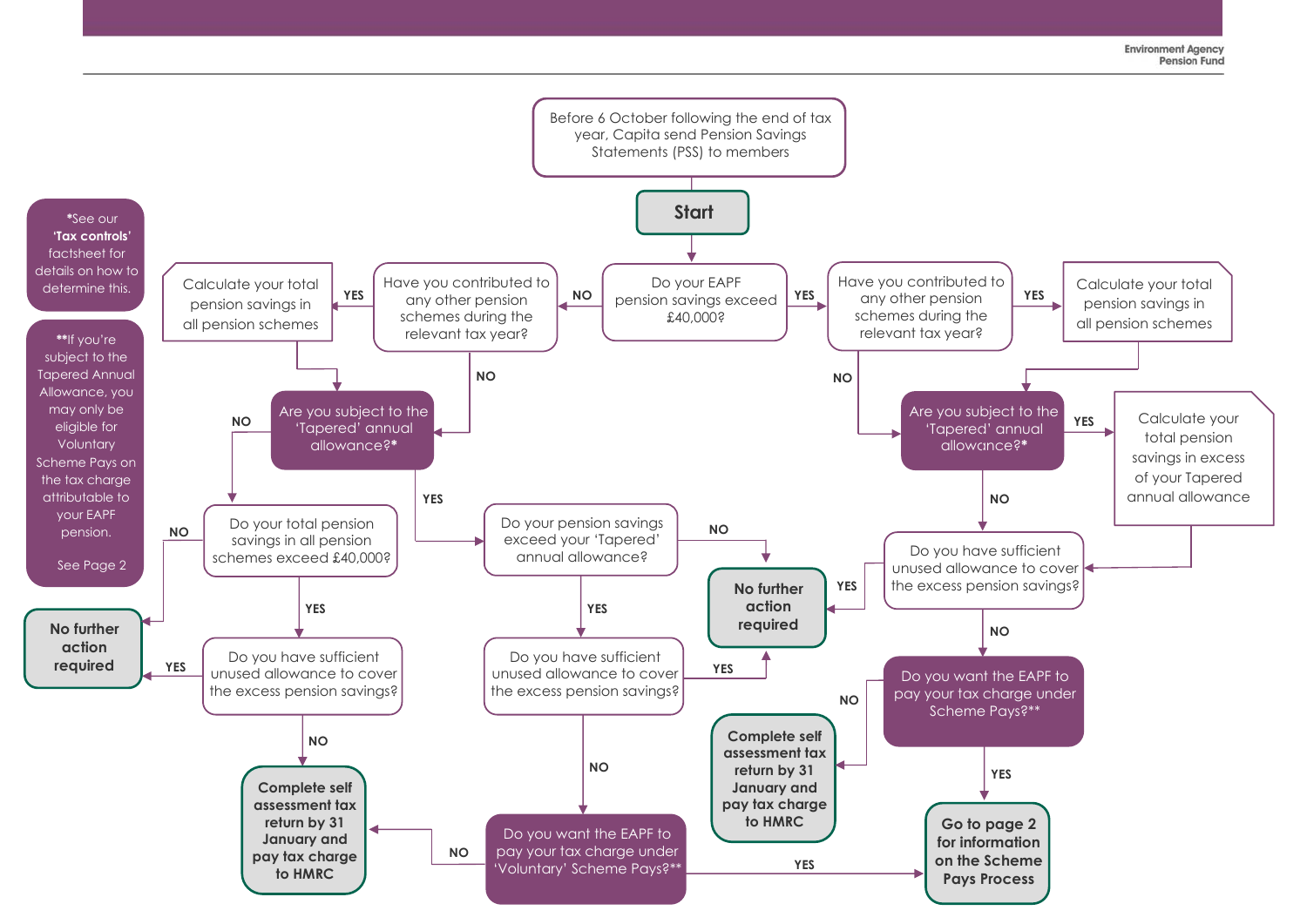Environment Agency Pension Fund

Before 6 October following the end of tax year, Capita send Pension Savings Statements (PSS) to members

**Start**

**Do your EAPF pension savings exceed £40,000?**

**NO →** Have you contributed to any other pension schemes during the relevant tax year?

- **YES →** Calculate your total pension savings in all pension schemes → Are you subject to the 'Tapered' annual allowance?*
- **NO →** Are you subject to the 'Tapered' annual allowance?*

Are you subject to the 'Tapered' annual allowance?*

- **NO →** Do your total pension savings in all pension schemes exceed £40,000?
  - **NO →** **No further action required**
  - **YES →** Do you have sufficient unused allowance to cover the excess pension savings?
    - **YES →** **No further action required**
    - **NO →** **Complete self assessment tax return by 31 January and pay tax charge to HMRC**
- **YES →** Do your pension savings exceed your 'Tapered' annual allowance?
  - **NO →** **No further action required**
  - **YES →** Do you have sufficient unused allowance to cover the excess pension savings?
    - **YES →** **No further action required**
    - **NO →** Do you want the EAPF to pay your tax charge under 'Voluntary' Scheme Pays?**
      - **NO →** **Complete self assessment tax return by 31 January and pay tax charge to HMRC**
      - **YES →** **Go to page 2 for information on the Scheme Pays Process**

**YES →** Have you contributed to any other pension schemes during the relevant tax year?

- **YES →** Calculate your total pension savings in all pension schemes → Are you subject to the 'Tapered' annual allowance?*
- **NO →** Are you subject to the 'Tapered' annual allowance?*

Are you subject to the 'Tapered' annual allowance?*

- **YES →** Calculate your total pension savings in excess of your Tapered annual allowance → Do you have sufficient unused allowance to cover the excess pension savings?
- **NO →** Do you have sufficient unused allowance to cover the excess pension savings?
  - **YES →** **No further action required**
  - **NO →** Do you want the EAPF to pay your tax charge under Scheme Pays?**
    - **NO →** **Complete self assessment tax return by 31 January and pay tax charge to HMRC**
    - **YES →** **Go to page 2 for information on the Scheme Pays Process**

*See our **'Tax controls'** factsheet for details on how to determine this.

**If you're subject to the Tapered Annual Allowance, you may only be eligible for Voluntary Scheme Pays on the tax charge attributable to your EAPF pension.

See Page 2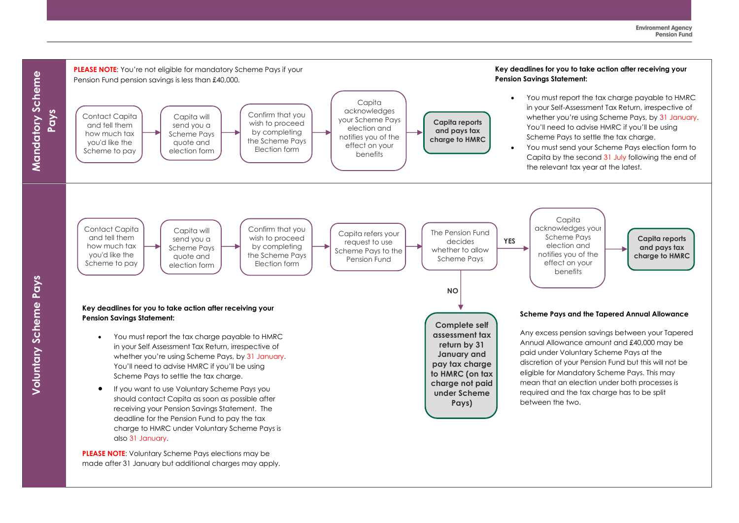## Mandatory Scheme Pays

**PLEASE NOTE**: You're not eligible for mandatory Scheme Pays if your Pension Fund pension savings is less than £40,000.

Contact Capita and tell them how much tax you'd like the Scheme to pay → Capita will send you a Scheme Pays quote and election form → Confirm that you wish to proceed by completing the Scheme Pays Election form → Capita acknowledges your Scheme Pays election and notifies you of the effect on your benefits → **Capita reports and pays tax charge to HMRC**

**Key deadlines for you to take action after receiving your Pension Savings Statement:**

- You must report the tax charge payable to HMRC in your Self-Assessment Tax Return, irrespective of whether you're using Scheme Pays, by 31 January. You'll need to advise HMRC if you'll be using Scheme Pays to settle the tax charge.
- You must send your Scheme Pays election form to Capita by the second 31 July following the end of the relevant tax year at the latest.

## Voluntary Scheme Pays

Contact Capita and tell them how much tax you'd like the Scheme to pay → Capita will send you a Scheme Pays quote and election form → Confirm that you wish to proceed by completing the Scheme Pays Election form → Capita refers your request to use Scheme Pays to the Pension Fund → The Pension Fund decides whether to allow Scheme Pays

- **YES** → Capita acknowledges your Scheme Pays election and notifies you of the effect on your benefits → **Capita reports and pays tax charge to HMRC**
- **NO** → **Complete self assessment tax return by 31 January and pay tax charge to HMRC (on tax charge not paid under Scheme Pays)**

**Key deadlines for you to take action after receiving your Pension Savings Statement:**

- You must report the tax charge payable to HMRC in your Self Assessment Tax Return, irrespective of whether you're using Scheme Pays, by 31 January. You'll need to advise HMRC if you'll be using Scheme Pays to settle the tax charge.
- If you want to use Voluntary Scheme Pays you should contact Capita as soon as possible after receiving your Pension Savings Statement. The deadline for the Pension Fund to pay the tax charge to HMRC under Voluntary Scheme Pays is also 31 January.

**PLEASE NOTE**: Voluntary Scheme Pays elections may be made after 31 January but additional charges may apply.

**Scheme Pays and the Tapered Annual Allowance**

Any excess pension savings between your Tapered Annual Allowance amount and £40,000 may be paid under Voluntary Scheme Pays at the discretion of your Pension Fund but this will not be eligible for Mandatory Scheme Pays. This may mean that an election under both processes is required and the tax charge has to be split between the two.